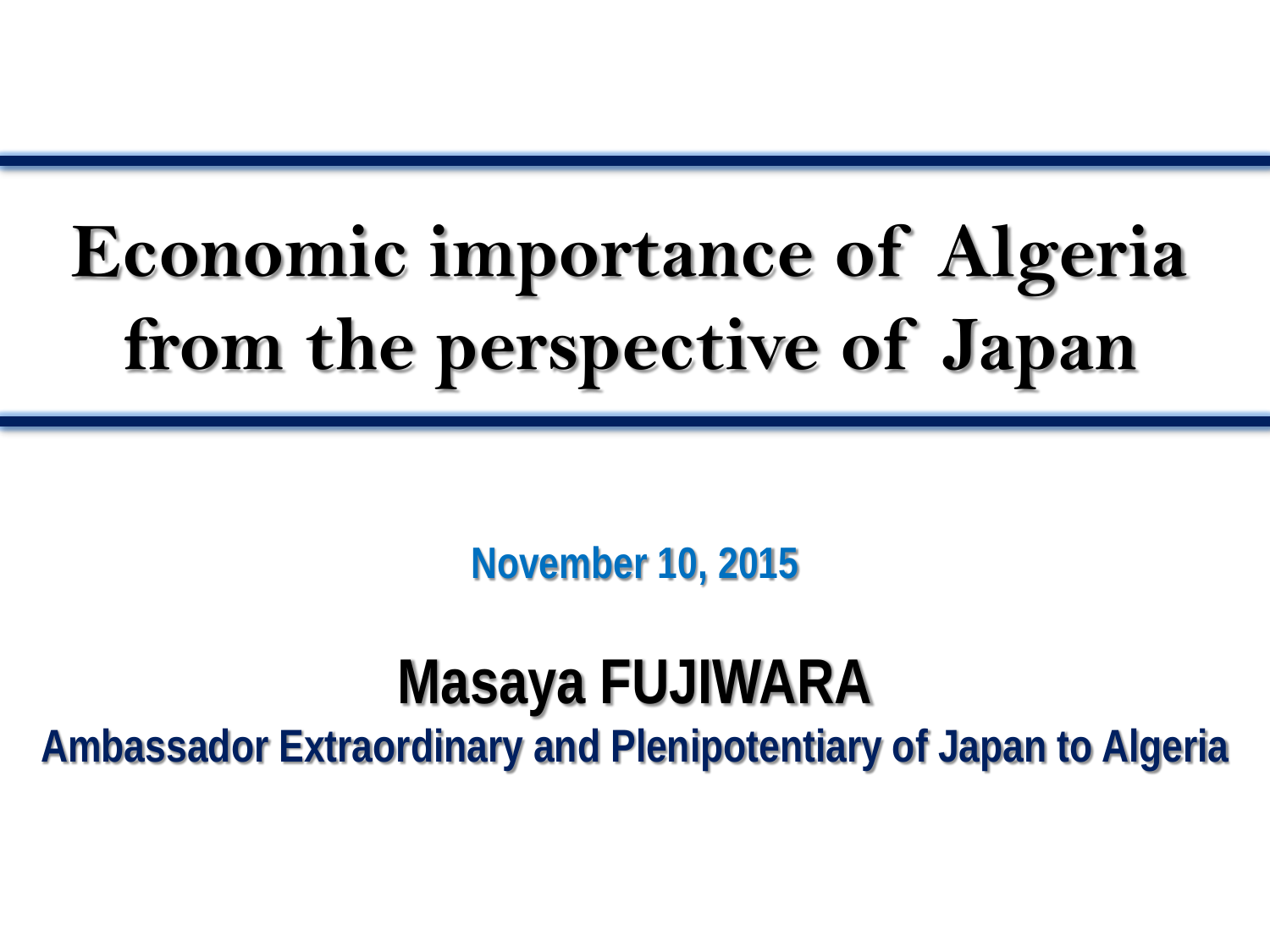# Economic importance of Algeria from the perspective of Japan

November 10, 2015

**Masaya FUJIWARA**

**Ambassador Extraordinary and Plenipotentiary of Japan to Algeria**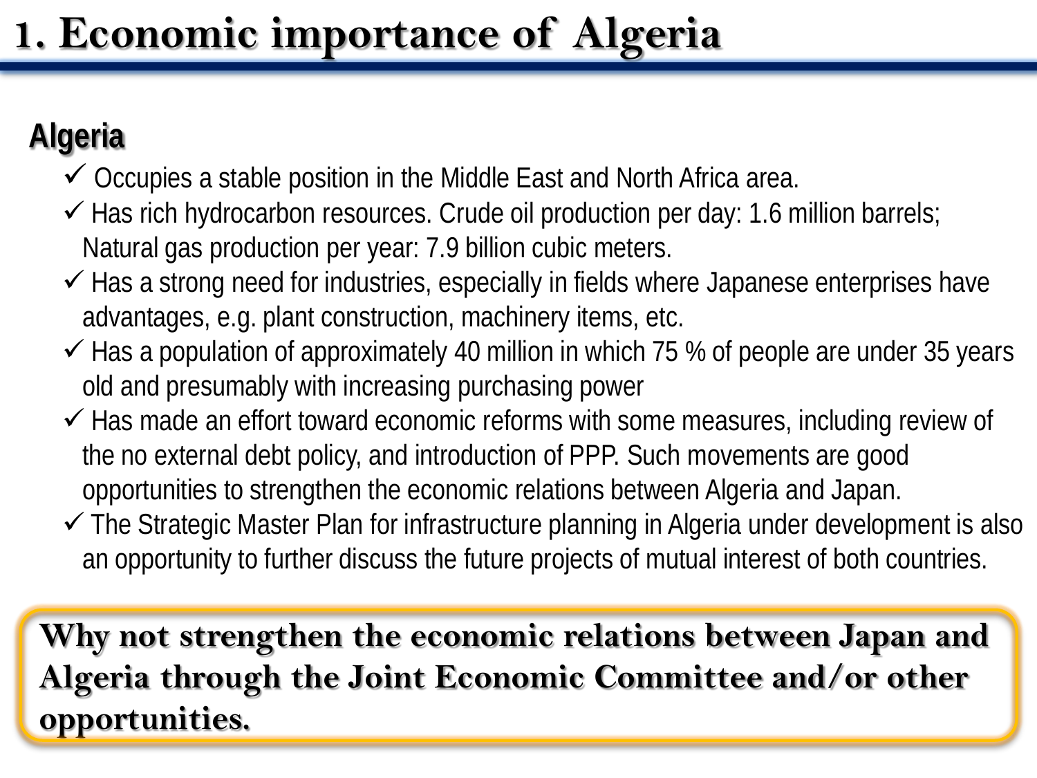# 1. Economic importance of Algeria

## Algeria

- ✓ Occupies a stable position in the Middle East and North Africa area.
- ✓ Has rich hydrocarbon resources. Crude oil production per day: 1.6 million barrels; Natural gas production per year: 7.9 billion cubic meters.
- ✓ Has a strong need for industries, especially in fields where Japanese enterprises have advantages, e.g. plant construction, machinery items, etc.
- ✓ Has a population of approximately 40 million in which 75 % of people are under 35 years old and presumably with increasing purchasing power
- ✓ Has made an effort toward economic reforms with some measures, including review of the no external debt policy, and introduction of PPP. Such movements are good opportunities to strengthen the economic relations between Algeria and Japan.
- ✓ The Strategic Master Plan for infrastructure planning in Algeria under development is also an opportunity to further discuss the future projects of mutual interest of both countries.

**Why not strengthen the economic relations between Japan and Algeria through the Joint Economic Committee and/or other opportunities.**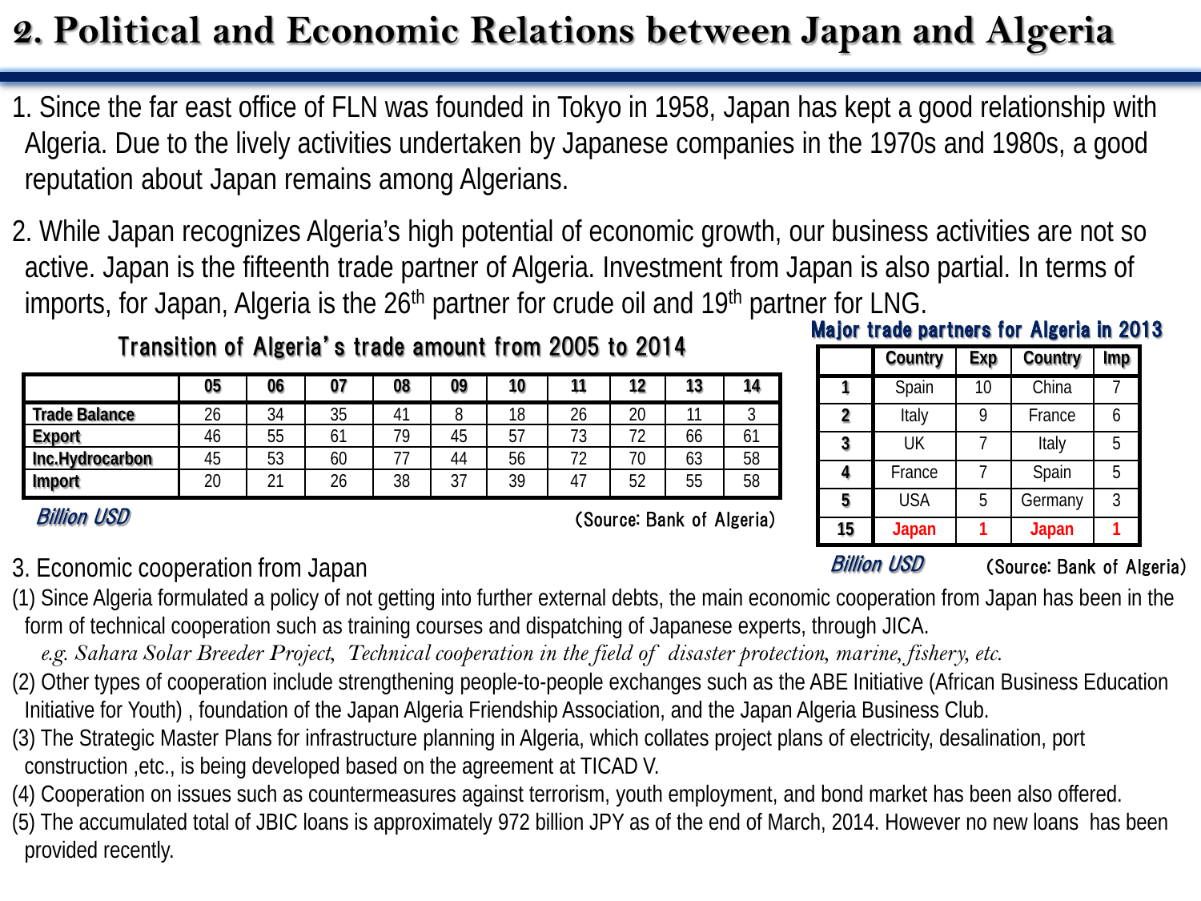# 2. Political and Economic Relations between Japan and Algeria

1. Since the far east office of FLN was founded in Tokyo in 1958, Japan has kept a good relationship with Algeria. Due to the lively activities undertaken by Japanese companies in the 1970s and 1980s, a good reputation about Japan remains among Algerians.

2. While Japan recognizes Algeria's high potential of economic growth, our business activities are not so active. Japan is the fifteenth trade partner of Algeria. Investment from Japan is also partial. In terms of imports, for Japan, Algeria is the 26th partner for crude oil and 19th partner for LNG.

**Transition of Algeria's trade amount from 2005 to 2014**

| | 05 | 06 | 07 | 08 | 09 | 10 | 11 | 12 | 13 | 14 |
|---|---|---|---|---|---|---|---|---|---|---|
| **Trade Balance** | 26 | 34 | 35 | 41 | 8 | 18 | 26 | 20 | 11 | 3 |
| **Export** | 46 | 55 | 61 | 79 | 45 | 57 | 73 | 72 | 66 | 61 |
| **Inc.Hydrocarbon** | 45 | 53 | 60 | 77 | 44 | 56 | 72 | 70 | 63 | 58 |
| **Import** | 20 | 21 | 26 | 38 | 37 | 39 | 47 | 52 | 55 | 58 |

*Billion USD* (Source: Bank of Algeria)

**Major trade partners for Algeria in 2013**

| | Country | Exp | Country | Imp |
|---|---|---|---|---|
| **1** | Spain | 10 | China | 7 |
| **2** | Italy | 9 | France | 6 |
| **3** | UK | 7 | Italy | 5 |
| **4** | France | 7 | Spain | 5 |
| **5** | USA | 5 | Germany | 3 |
| **15** | **Japan** | **1** | **Japan** | **1** |

*Billion USD* (Source: Bank of Algeria)

3. Economic cooperation from Japan

(1) Since Algeria formulated a policy of not getting into further external debts, the main economic cooperation from Japan has been in the form of technical cooperation such as training courses and dispatching of Japanese experts, through JICA.

*e.g. Sahara Solar Breeder Project, Technical cooperation in the field of disaster protection, marine, fishery, etc.*

(2) Other types of cooperation include strengthening people-to-people exchanges such as the ABE Initiative (African Business Education Initiative for Youth) , foundation of the Japan Algeria Friendship Association, and the Japan Algeria Business Club.

(3) The Strategic Master Plans for infrastructure planning in Algeria, which collates project plans of electricity, desalination, port construction ,etc., is being developed based on the agreement at TICAD V.

(4) Cooperation on issues such as countermeasures against terrorism, youth employment, and bond market has been also offered.

(5) The accumulated total of JBIC loans is approximately 972 billion JPY as of the end of March, 2014. However no new loans has been provided recently.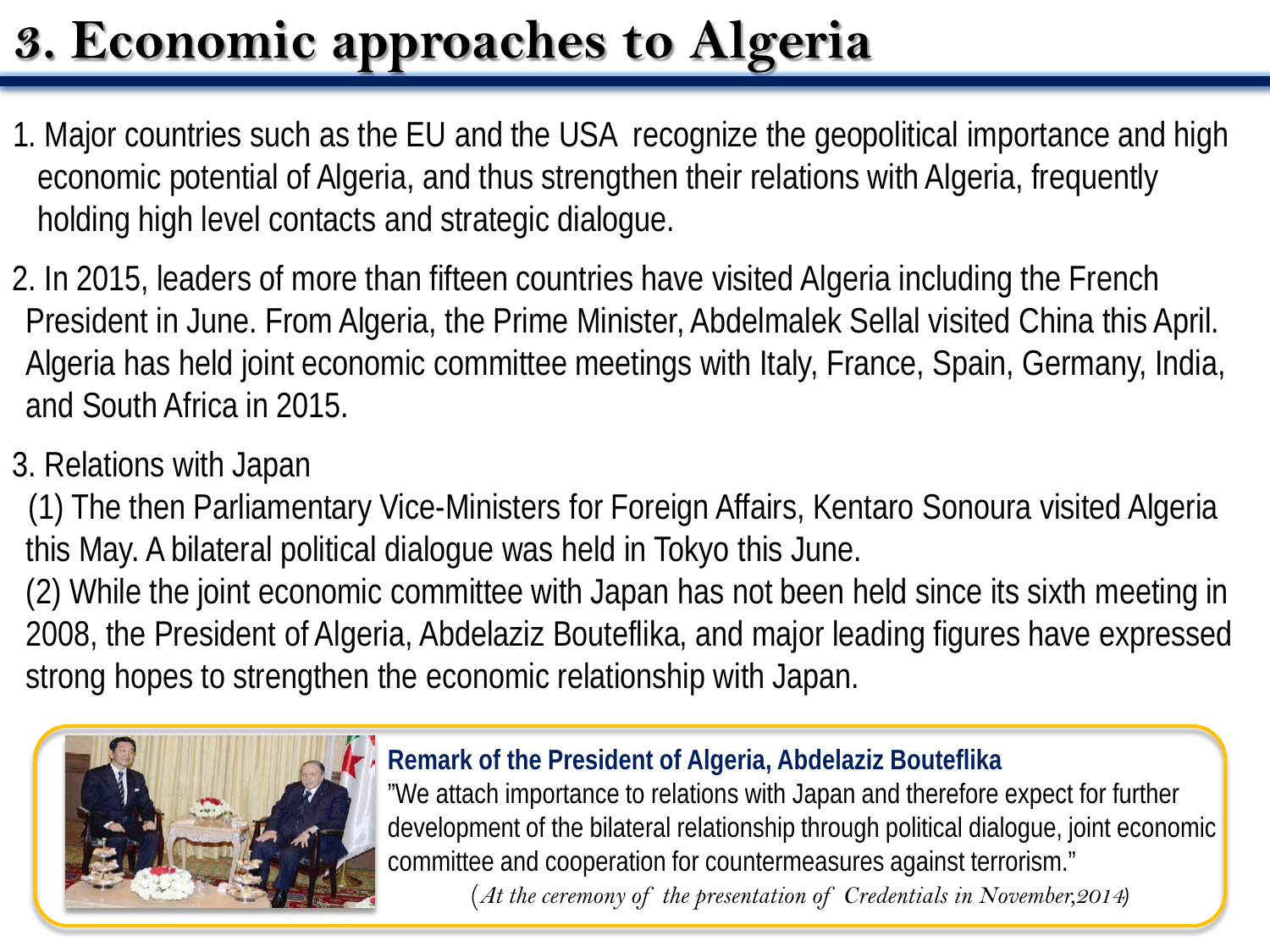# 3. Economic approaches to Algeria

1. Major countries such as the EU and the USA recognize the geopolitical importance and high economic potential of Algeria, and thus strengthen their relations with Algeria, frequently holding high level contacts and strategic dialogue.

2. In 2015, leaders of more than fifteen countries have visited Algeria including the French President in June. From Algeria, the Prime Minister, Abdelmalek Sellal visited China this April. Algeria has held joint economic committee meetings with Italy, France, Spain, Germany, India, and South Africa in 2015.

3. Relations with Japan

   (1) The then Parliamentary Vice-Ministers for Foreign Affairs, Kentaro Sonoura visited Algeria this May. A bilateral political dialogue was held in Tokyo this June.

   (2) While the joint economic committee with Japan has not been held since its sixth meeting in 2008, the President of Algeria, Abdelaziz Bouteflika, and major leading figures have expressed strong hopes to strengthen the economic relationship with Japan.

**Remark of the President of Algeria, Abdelaziz Bouteflika**

"We attach importance to relations with Japan and therefore expect for further development of the bilateral relationship through political dialogue, joint economic committee and cooperation for countermeasures against terrorism."

(*At the ceremony of the presentation of Credentials in November,2014*)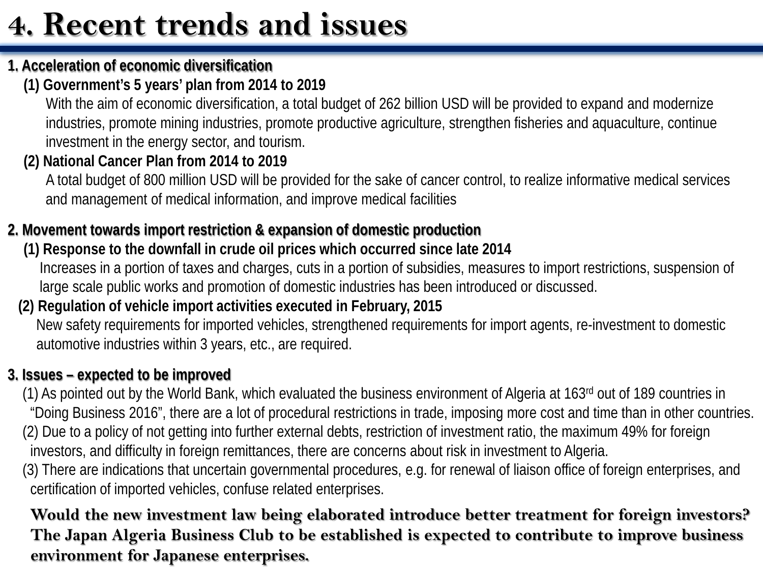# 4. Recent trends and issues

**1. Acceleration of economic diversification**

**(1) Government's 5 years' plan from 2014 to 2019**

With the aim of economic diversification, a total budget of 262 billion USD will be provided to expand and modernize industries, promote mining industries, promote productive agriculture, strengthen fisheries and aquaculture, continue investment in the energy sector, and tourism.

**(2) National Cancer Plan from 2014 to 2019**

A total budget of 800 million USD will be provided for the sake of cancer control, to realize informative medical services and management of medical information, and improve medical facilities

**2. Movement towards import restriction & expansion of domestic production**

**(1) Response to the downfall in crude oil prices which occurred since late 2014**

Increases in a portion of taxes and charges, cuts in a portion of subsidies, measures to import restrictions, suspension of large scale public works and promotion of domestic industries has been introduced or discussed.

**(2) Regulation of vehicle import activities executed in February, 2015**

New safety requirements for imported vehicles, strengthened requirements for import agents, re-investment to domestic automotive industries within 3 years, etc., are required.

**3. Issues – expected to be improved**

(1) As pointed out by the World Bank, which evaluated the business environment of Algeria at 163rd out of 189 countries in "Doing Business 2016", there are a lot of procedural restrictions in trade, imposing more cost and time than in other countries.

(2) Due to a policy of not getting into further external debts, restriction of investment ratio, the maximum 49% for foreign investors, and difficulty in foreign remittances, there are concerns about risk in investment to Algeria.

(3) There are indications that uncertain governmental procedures, e.g. for renewal of liaison office of foreign enterprises, and certification of imported vehicles, confuse related enterprises.

**Would the new investment law being elaborated introduce better treatment for foreign investors? The Japan Algeria Business Club to be established is expected to contribute to improve business environment for Japanese enterprises.**